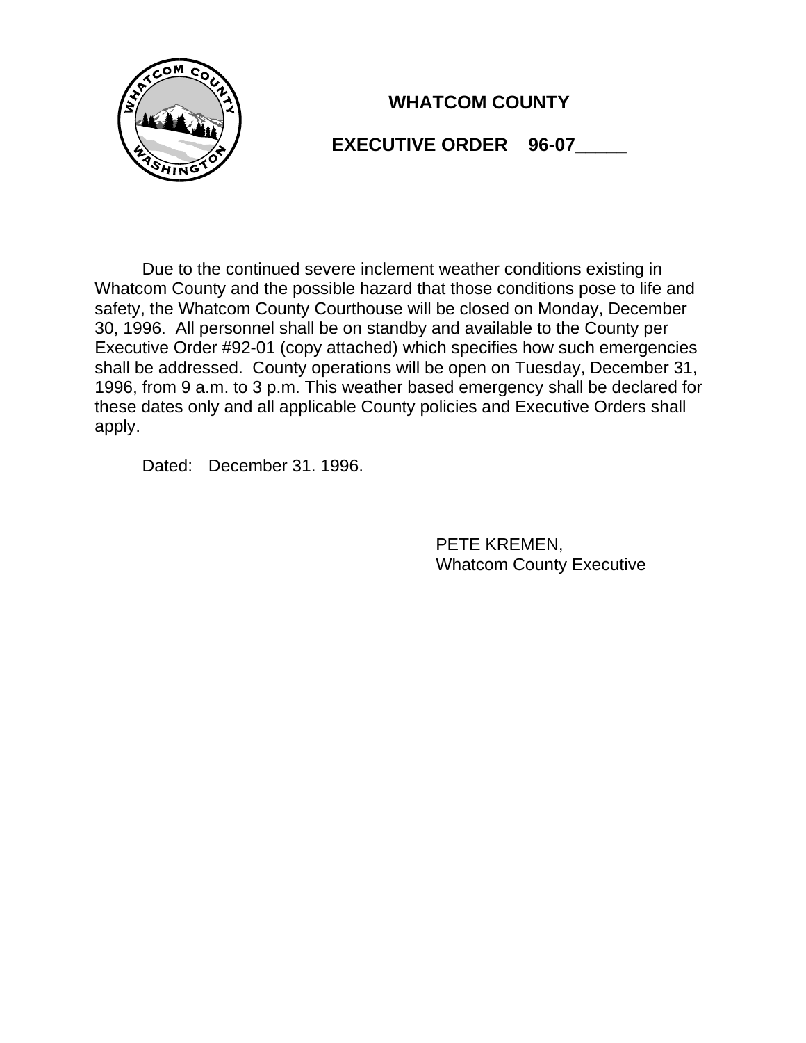# WHATCOM COUNTY

## EXECUTIVE ORDER 96-07_____

Due to the continued severe inclement weather conditions existing in Whatcom County and the possible hazard that those conditions pose to life and safety, the Whatcom County Courthouse will be closed on Monday, December 30, 1996. All personnel shall be on standby and available to the County per Executive Order #92-01 (copy attached) which specifies how such emergencies shall be addressed. County operations will be open on Tuesday, December 31, 1996, from 9 a.m. to 3 p.m. This weather based emergency shall be declared for these dates only and all applicable County policies and Executive Orders shall apply.

Dated: December 31. 1996.

PETE KREMEN,
Whatcom County Executive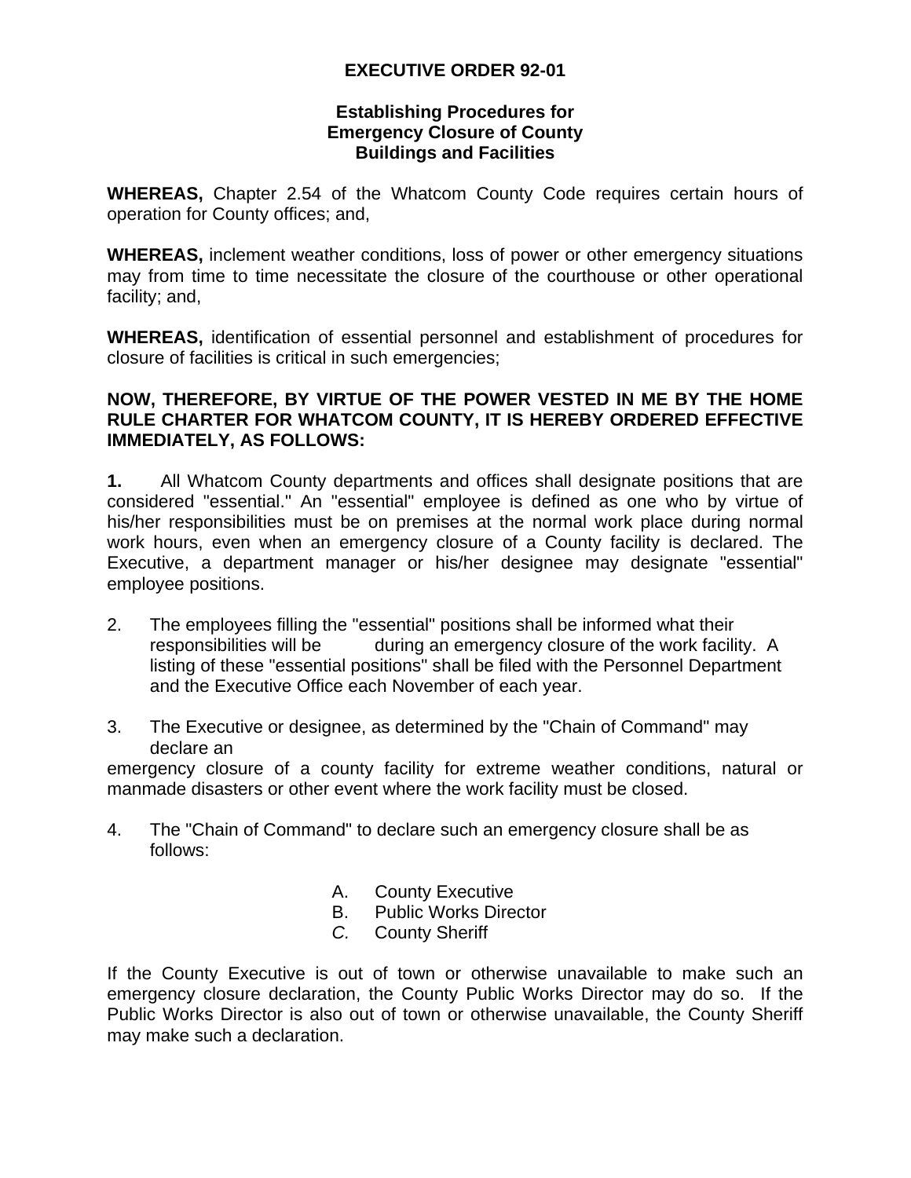# EXECUTIVE ORDER 92-01

## Establishing Procedures for Emergency Closure of County Buildings and Facilities

**WHEREAS,** Chapter 2.54 of the Whatcom County Code requires certain hours of operation for County offices; and,

**WHEREAS,** inclement weather conditions, loss of power or other emergency situations may from time to time necessitate the closure of the courthouse or other operational facility; and,

**WHEREAS,** identification of essential personnel and establishment of procedures for closure of facilities is critical in such emergencies;

**NOW, THEREFORE, BY VIRTUE OF THE POWER VESTED IN ME BY THE HOME RULE CHARTER FOR WHATCOM COUNTY, IT IS HEREBY ORDERED EFFECTIVE IMMEDIATELY, AS FOLLOWS:**

**1.** All Whatcom County departments and offices shall designate positions that are considered "essential." An "essential" employee is defined as one who by virtue of his/her responsibilities must be on premises at the normal work place during normal work hours, even when an emergency closure of a County facility is declared. The Executive, a department manager or his/her designee may designate "essential" employee positions.

2. The employees filling the "essential" positions shall be informed what their responsibilities will be during an emergency closure of the work facility. A listing of these "essential positions" shall be filed with the Personnel Department and the Executive Office each November of each year.

3. The Executive or designee, as determined by the "Chain of Command" may declare an emergency closure of a county facility for extreme weather conditions, natural or manmade disasters or other event where the work facility must be closed.

4. The "Chain of Command" to declare such an emergency closure shall be as follows:

   A. County Executive
   B. Public Works Director
   *C.* County Sheriff

If the County Executive is out of town or otherwise unavailable to make such an emergency closure declaration, the County Public Works Director may do so. If the Public Works Director is also out of town or otherwise unavailable, the County Sheriff may make such a declaration.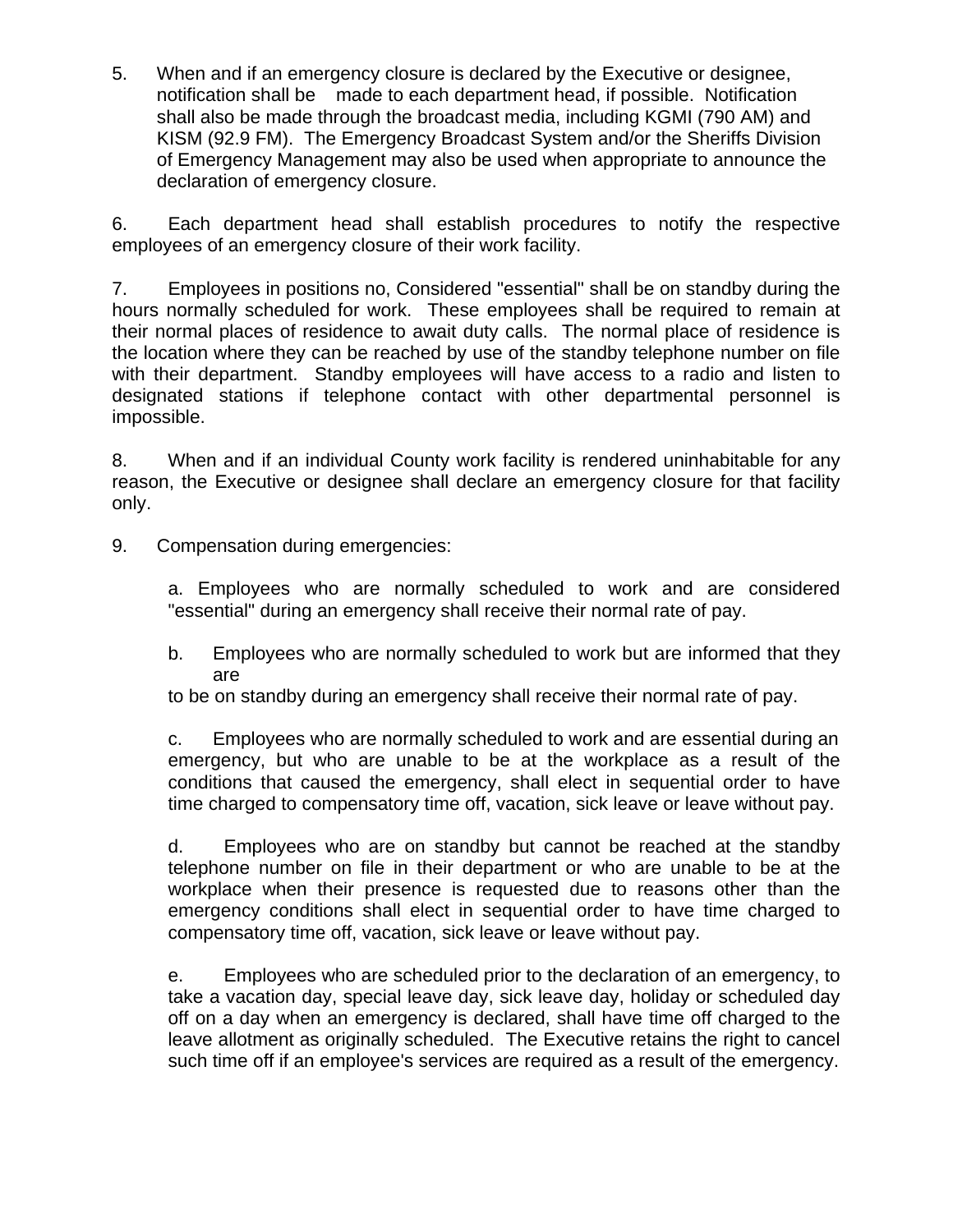5. When and if an emergency closure is declared by the Executive or designee, notification shall be made to each department head, if possible. Notification shall also be made through the broadcast media, including KGMI (790 AM) and KISM (92.9 FM). The Emergency Broadcast System and/or the Sheriffs Division of Emergency Management may also be used when appropriate to announce the declaration of emergency closure.

6. Each department head shall establish procedures to notify the respective employees of an emergency closure of their work facility.

7. Employees in positions no, Considered "essential" shall be on standby during the hours normally scheduled for work. These employees shall be required to remain at their normal places of residence to await duty calls. The normal place of residence is the location where they can be reached by use of the standby telephone number on file with their department. Standby employees will have access to a radio and listen to designated stations if telephone contact with other departmental personnel is impossible.

8. When and if an individual County work facility is rendered uninhabitable for any reason, the Executive or designee shall declare an emergency closure for that facility only.

9. Compensation during emergencies:

   a. Employees who are normally scheduled to work and are considered "essential" during an emergency shall receive their normal rate of pay.

   b. Employees who are normally scheduled to work but are informed that they are to be on standby during an emergency shall receive their normal rate of pay.

   c. Employees who are normally scheduled to work and are essential during an emergency, but who are unable to be at the workplace as a result of the conditions that caused the emergency, shall elect in sequential order to have time charged to compensatory time off, vacation, sick leave or leave without pay.

   d. Employees who are on standby but cannot be reached at the standby telephone number on file in their department or who are unable to be at the workplace when their presence is requested due to reasons other than the emergency conditions shall elect in sequential order to have time charged to compensatory time off, vacation, sick leave or leave without pay.

   e. Employees who are scheduled prior to the declaration of an emergency, to take a vacation day, special leave day, sick leave day, holiday or scheduled day off on a day when an emergency is declared, shall have time off charged to the leave allotment as originally scheduled. The Executive retains the right to cancel such time off if an employee's services are required as a result of the emergency.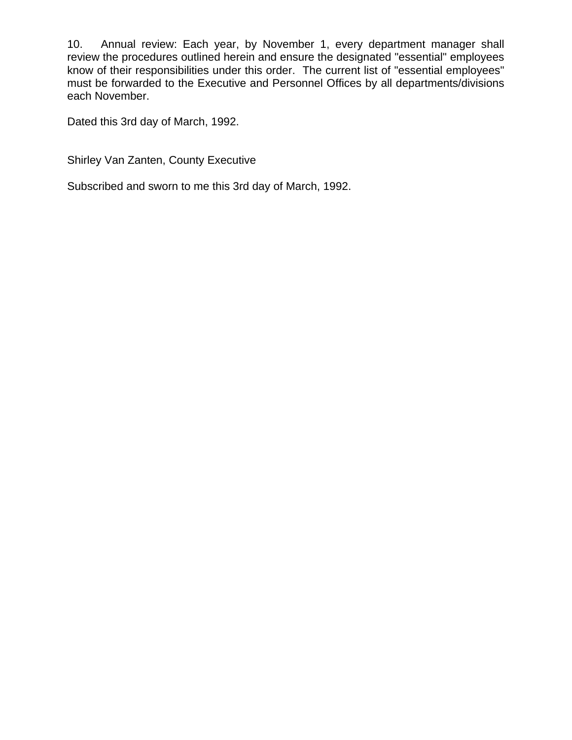10. Annual review: Each year, by November 1, every department manager shall review the procedures outlined herein and ensure the designated "essential" employees know of their responsibilities under this order. The current list of "essential employees" must be forwarded to the Executive and Personnel Offices by all departments/divisions each November.

Dated this 3rd day of March, 1992.

Shirley Van Zanten, County Executive

Subscribed and sworn to me this 3rd day of March, 1992.